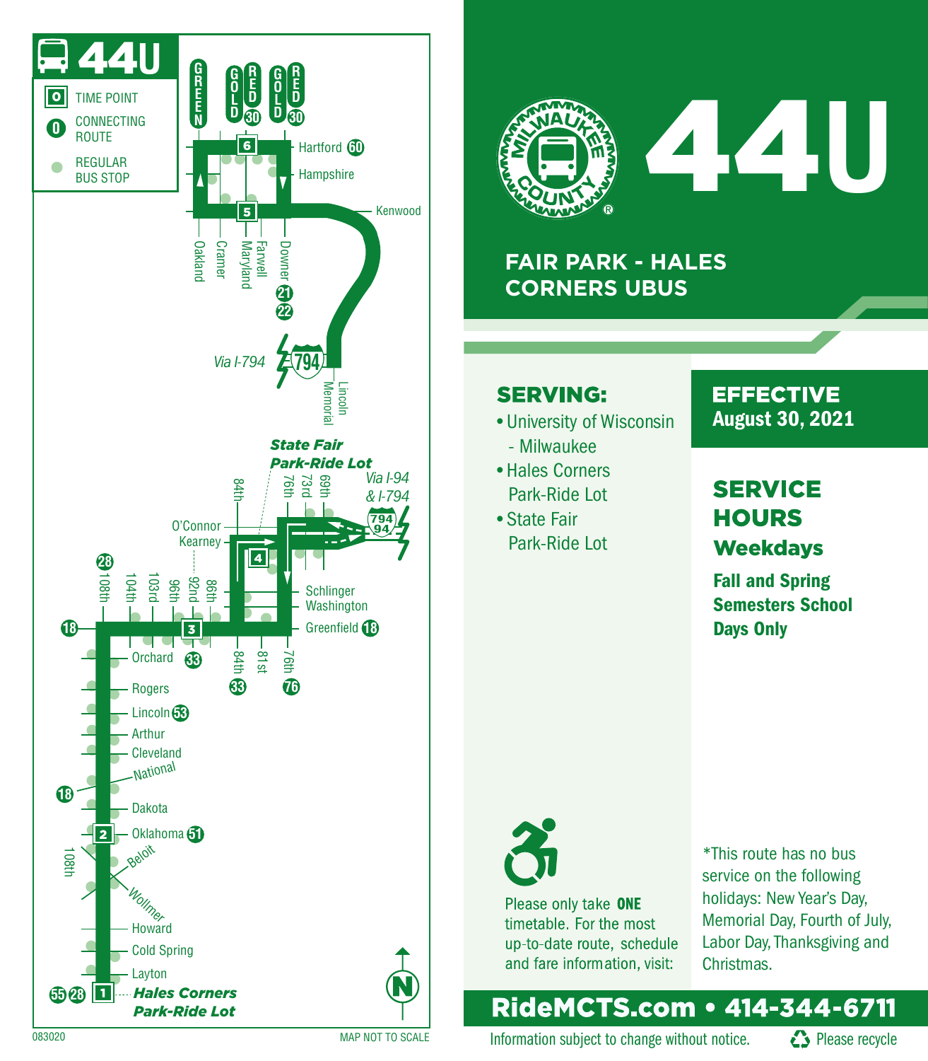# 44U

**FAIR PARK - HALES CORNERS UBUS**

## SERVING:

- University of Wisconsin - Milwaukee
- Hales Corners Park-Ride Lot
- State Fair Park-Ride Lot

## EFFECTIVE
**August 30, 2021**

## SERVICE HOURS
### Weekdays

**Fall and Spring Semesters School Days Only**

Please only take **ONE** timetable. For the most up-to-date route, schedule and fare information, visit:

*This route has no bus service on the following holidays: New Year's Day, Memorial Day, Fourth of July, Labor Day, Thanksgiving and Christmas.

**RideMCTS.com • 414-344-6711**

Information subject to change without notice. Please recycle

---

44U

- TIME POINT
- CONNECTING ROUTE
- REGULAR BUS STOP

GREEN, GOLD, RED 30, GOLD, RED 30

Hartford 60, Hampshire, Kenwood, Oakland, Cramer, Maryland, Farwell, Downer 21 22, Via I-794, Lincoln Memorial

*State Fair Park-Ride Lot*, 84th, 76th, 73rd, 69th, Via I-94 & I-794, O'Connor, Kearney, 28, 108th, 104th, 103rd, 96th, 92nd, 86th, Schlinger, Washington, 18, Greenfield 18, Orchard 33, 84th 33, 81st, 76th 76, Rogers, Lincoln 53, Arthur, Cleveland, National, 18, Dakota, Oklahoma 51, 108th, Beloit, Wollmer, Howard, Cold Spring, Layton, 55 28, *Hales Corners Park-Ride Lot*

083020

MAP NOT TO SCALE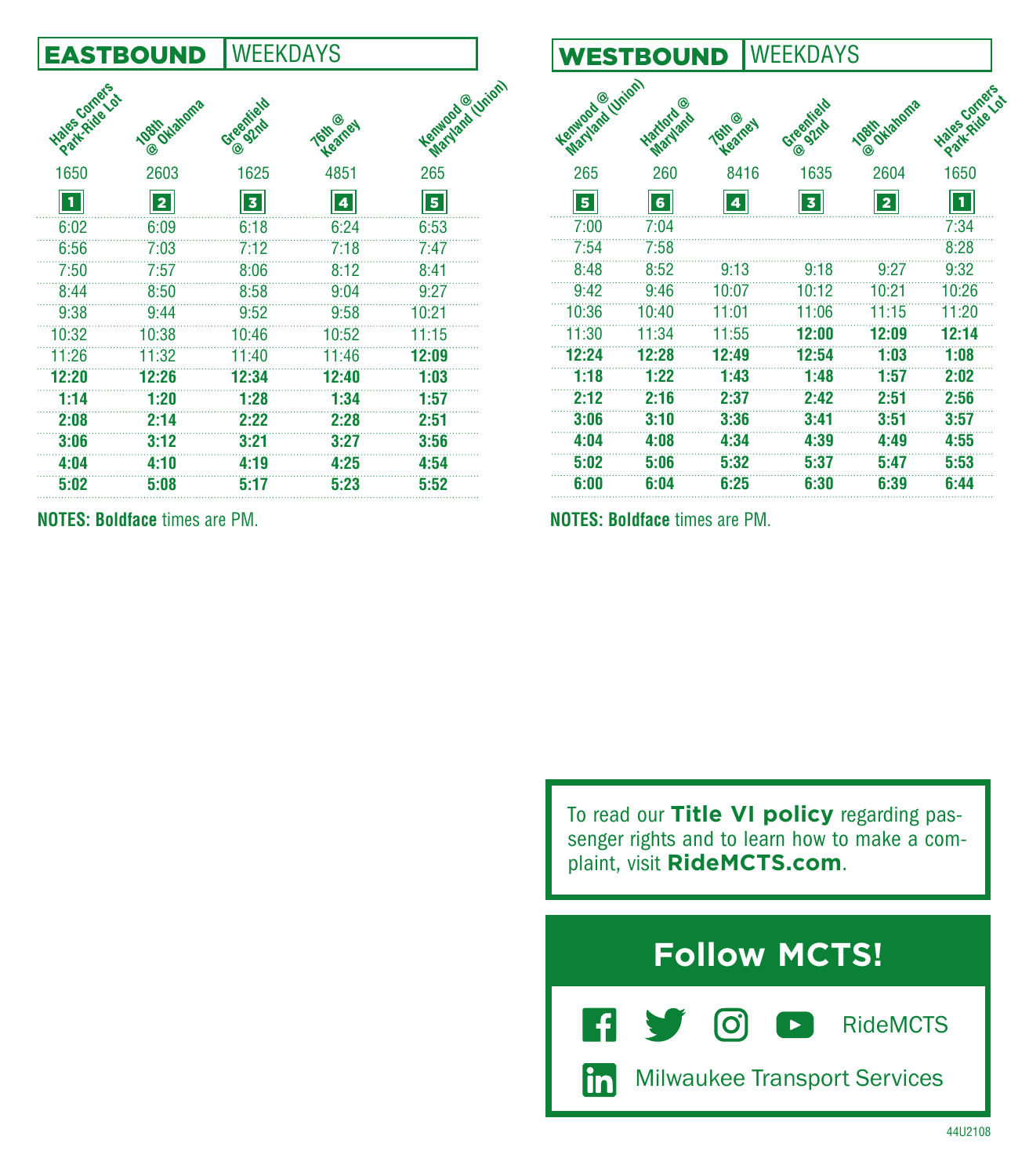## EASTBOUND WEEKDAYS

| Hales Corners Park-Ride Lot | 108th @ Oklahoma | Greenfield @ 92nd | 76th @ Kearney | Kenwood @ Maryland (Union) |
|---|---|---|---|---|
| 1650 | 2603 | 1625 | 4851 | 265 |
| 1 | 2 | 3 | 4 | 5 |
| 6:02 | 6:09 | 6:18 | 6:24 | 6:53 |
| 6:56 | 7:03 | 7:12 | 7:18 | 7:47 |
| 7:50 | 7:57 | 8:06 | 8:12 | 8:41 |
| 8:44 | 8:50 | 8:58 | 9:04 | 9:27 |
| 9:38 | 9:44 | 9:52 | 9:58 | 10:21 |
| 10:32 | 10:38 | 10:46 | 10:52 | 11:15 |
| 11:26 | 11:32 | 11:40 | 11:46 | **12:09** |
| **12:20** | **12:26** | **12:34** | **12:40** | **1:03** |
| **1:14** | **1:20** | **1:28** | **1:34** | **1:57** |
| **2:08** | **2:14** | **2:22** | **2:28** | **2:51** |
| **3:06** | **3:12** | **3:21** | **3:27** | **3:56** |
| **4:04** | **4:10** | **4:19** | **4:25** | **4:54** |
| **5:02** | **5:08** | **5:17** | **5:23** | **5:52** |

**NOTES: Boldface** times are PM.

## WESTBOUND WEEKDAYS

| Kenwood @ Maryland (Union) | Hartford @ Maryland | 76th @ Kearney | Greenfield @ 92nd | 108th @ Oklahoma | Hales Corners Park-Ride Lot |
|---|---|---|---|---|---|
| 265 | 260 | 8416 | 1635 | 2604 | 1650 |
| 5 | 6 | 4 | 3 | 2 | 1 |
| 7:00 | 7:04 | | | | 7:34 |
| 7:54 | 7:58 | | | | 8:28 |
| 8:48 | 8:52 | 9:13 | 9:18 | 9:27 | 9:32 |
| 9:42 | 9:46 | 10:07 | 10:12 | 10:21 | 10:26 |
| 10:36 | 10:40 | 11:01 | 11:06 | 11:15 | 11:20 |
| 11:30 | 11:34 | 11:55 | **12:00** | **12:09** | **12:14** |
| **12:24** | **12:28** | **12:49** | **12:54** | **1:03** | **1:08** |
| **1:18** | **1:22** | **1:43** | **1:48** | **1:57** | **2:02** |
| **2:12** | **2:16** | **2:37** | **2:42** | **2:51** | **2:56** |
| **3:06** | **3:10** | **3:36** | **3:41** | **3:51** | **3:57** |
| **4:04** | **4:08** | **4:34** | **4:39** | **4:49** | **4:55** |
| **5:02** | **5:06** | **5:32** | **5:37** | **5:47** | **5:53** |
| **6:00** | **6:04** | **6:25** | **6:30** | **6:39** | **6:44** |

**NOTES: Boldface** times are PM.

To read our **Title VI policy** regarding passenger rights and to learn how to make a complaint, visit **RideMCTS.com**.

## Follow MCTS!

RideMCTS

Milwaukee Transport Services

44U2108